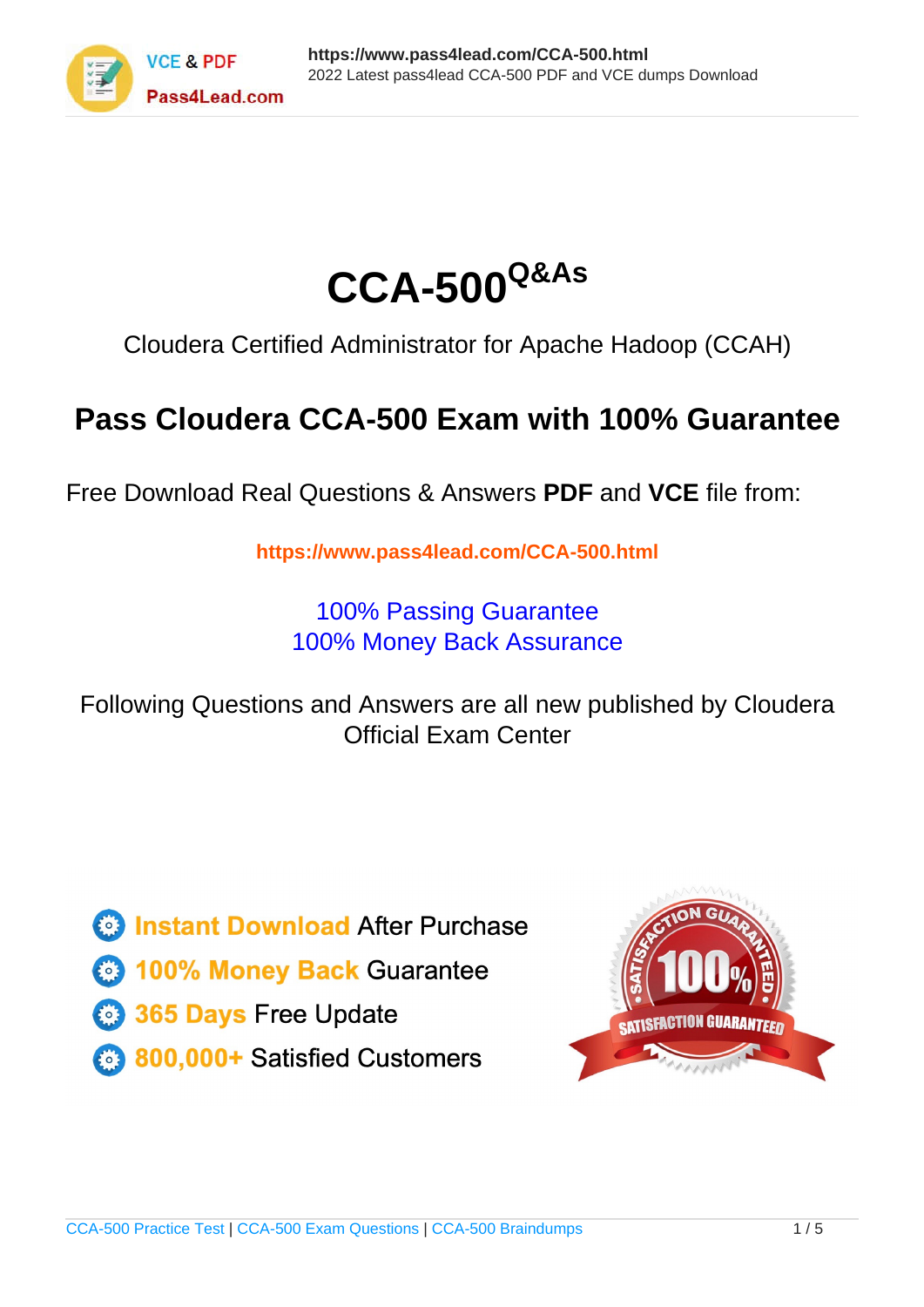# CCA-500 Q&As

Cloudera Certified Administrator for Apache Hadoop (CCAH)

## Pass Cloudera CCA-500 Exam with 100% Guarantee

Free Download Real Questions & Answers **PDF** and **VCE** file from:

https://www.pass4lead.com/CCA-500.html

100% Passing Guarantee
100% Money Back Assurance

Following Questions and Answers are all new published by Cloudera Official Exam Center

- **Instant Download** After Purchase
- **100% Money Back** Guarantee
- **365 Days** Free Update
- **800,000+** Satisfied Customers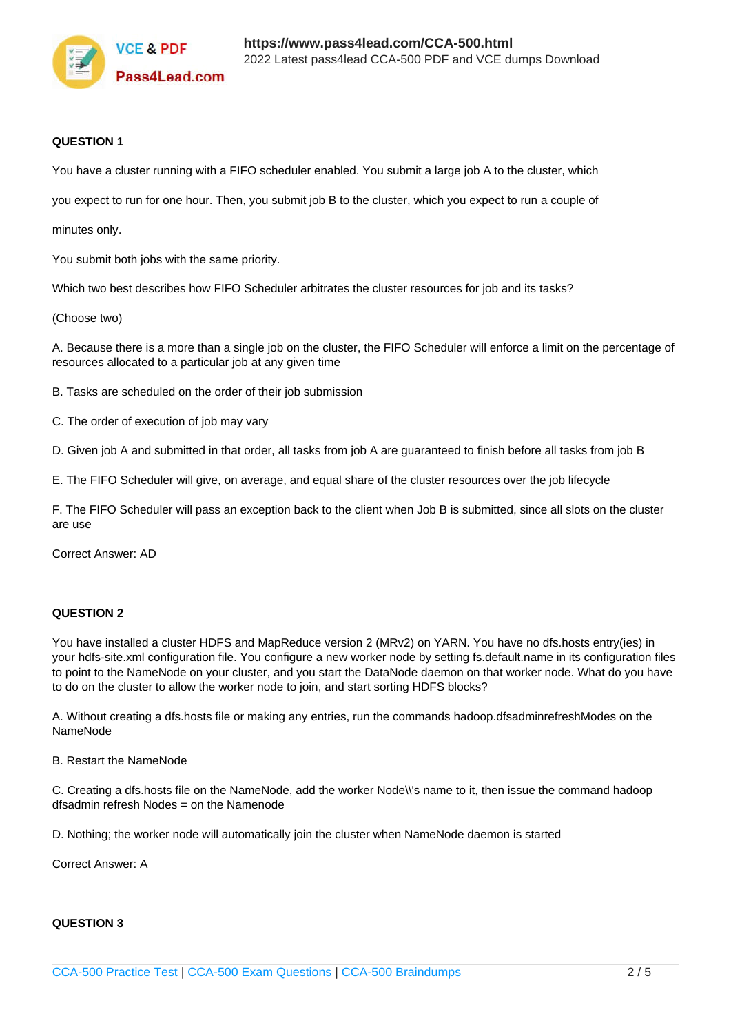**QUESTION 1**

You have a cluster running with a FIFO scheduler enabled. You submit a large job A to the cluster, which

you expect to run for one hour. Then, you submit job B to the cluster, which you expect to run a couple of

minutes only.

You submit both jobs with the same priority.

Which two best describes how FIFO Scheduler arbitrates the cluster resources for job and its tasks?

(Choose two)

A. Because there is a more than a single job on the cluster, the FIFO Scheduler will enforce a limit on the percentage of resources allocated to a particular job at any given time

B. Tasks are scheduled on the order of their job submission

C. The order of execution of job may vary

D. Given job A and submitted in that order, all tasks from job A are guaranteed to finish before all tasks from job B

E. The FIFO Scheduler will give, on average, and equal share of the cluster resources over the job lifecycle

F. The FIFO Scheduler will pass an exception back to the client when Job B is submitted, since all slots on the cluster are use

Correct Answer: AD

---

**QUESTION 2**

You have installed a cluster HDFS and MapReduce version 2 (MRv2) on YARN. You have no dfs.hosts entry(ies) in your hdfs-site.xml configuration file. You configure a new worker node by setting fs.default.name in its configuration files to point to the NameNode on your cluster, and you start the DataNode daemon on that worker node. What do you have to do on the cluster to allow the worker node to join, and start sorting HDFS blocks?

A. Without creating a dfs.hosts file or making any entries, run the commands hadoop.dfsadminrefreshModes on the NameNode

B. Restart the NameNode

C. Creating a dfs.hosts file on the NameNode, add the worker Node\\'s name to it, then issue the command hadoop dfsadmin refresh Nodes = on the Namenode

D. Nothing; the worker node will automatically join the cluster when NameNode daemon is started

Correct Answer: A

---

**QUESTION 3**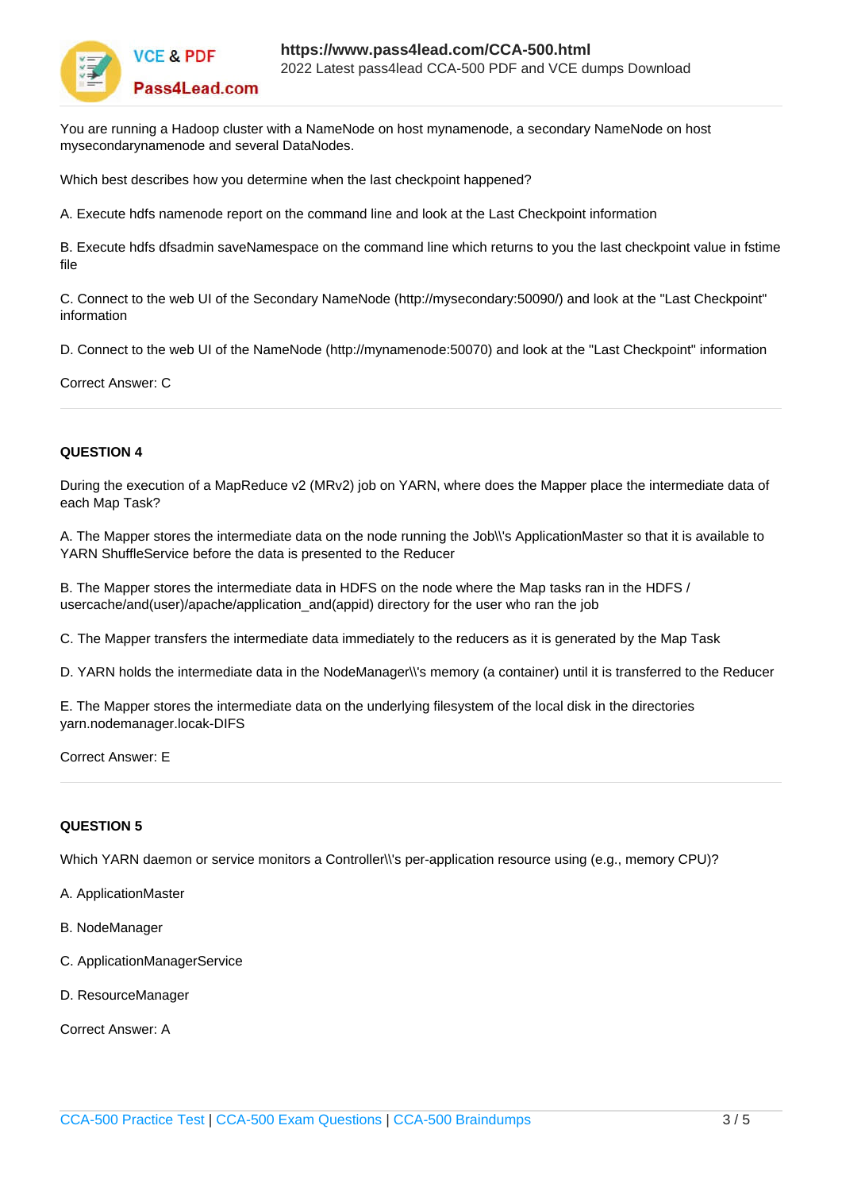You are running a Hadoop cluster with a NameNode on host mynamenode, a secondary NameNode on host mysecondarynamenode and several DataNodes.

Which best describes how you determine when the last checkpoint happened?

A. Execute hdfs namenode report on the command line and look at the Last Checkpoint information

B. Execute hdfs dfsadmin saveNamespace on the command line which returns to you the last checkpoint value in fstime file

C. Connect to the web UI of the Secondary NameNode (http://mysecondary:50090/) and look at the "Last Checkpoint" information

D. Connect to the web UI of the NameNode (http://mynamenode:50070) and look at the "Last Checkpoint" information

Correct Answer: C

---

**QUESTION 4**

During the execution of a MapReduce v2 (MRv2) job on YARN, where does the Mapper place the intermediate data of each Map Task?

A. The Mapper stores the intermediate data on the node running the Job\\'s ApplicationMaster so that it is available to YARN ShuffleService before the data is presented to the Reducer

B. The Mapper stores the intermediate data in HDFS on the node where the Map tasks ran in the HDFS / usercache/and(user)/apache/application_and(appid) directory for the user who ran the job

C. The Mapper transfers the intermediate data immediately to the reducers as it is generated by the Map Task

D. YARN holds the intermediate data in the NodeManager\\'s memory (a container) until it is transferred to the Reducer

E. The Mapper stores the intermediate data on the underlying filesystem of the local disk in the directories yarn.nodemanager.locak-DIFS

Correct Answer: E

---

**QUESTION 5**

Which YARN daemon or service monitors a Controller\\'s per-application resource using (e.g., memory CPU)?

A. ApplicationMaster

B. NodeManager

C. ApplicationManagerService

D. ResourceManager

Correct Answer: A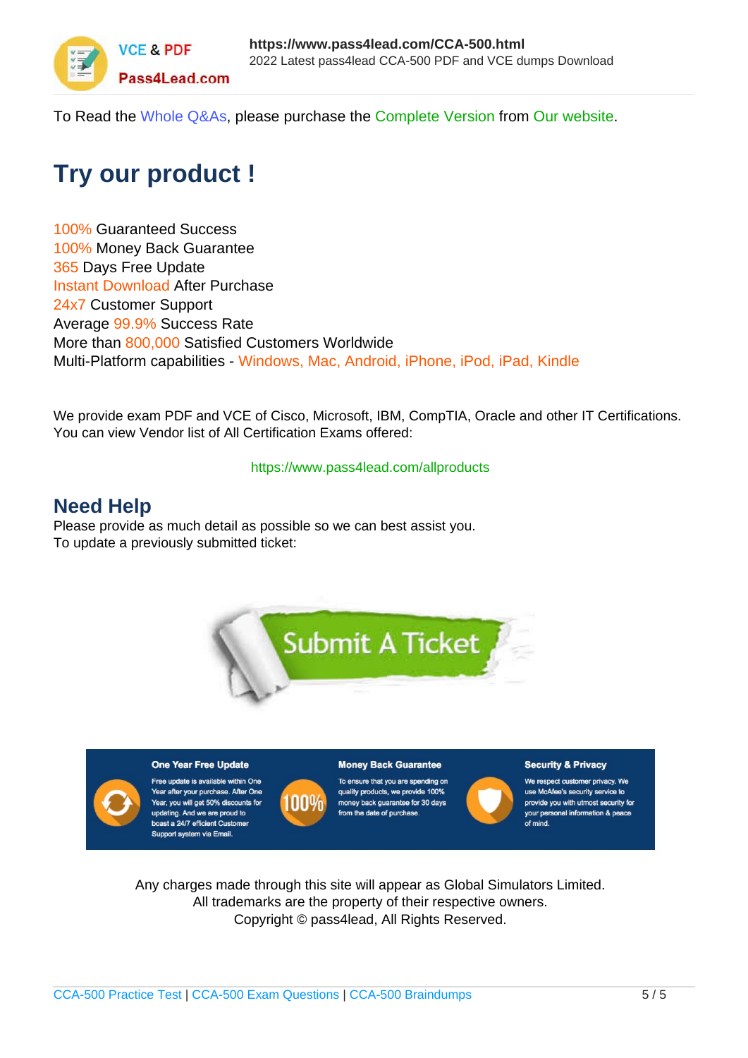To Read the Whole Q&As, please purchase the Complete Version from Our website.

# Try our product !

100% Guaranteed Success
100% Money Back Guarantee
365 Days Free Update
Instant Download After Purchase
24x7 Customer Support
Average 99.9% Success Rate
More than 800,000 Satisfied Customers Worldwide
Multi-Platform capabilities - Windows, Mac, Android, iPhone, iPod, iPad, Kindle

We provide exam PDF and VCE of Cisco, Microsoft, IBM, CompTIA, Oracle and other IT Certifications.
You can view Vendor list of All Certification Exams offered:

https://www.pass4lead.com/allproducts

## Need Help

Please provide as much detail as possible so we can best assist you.
To update a previously submitted ticket:

Submit A Ticket

**One Year Free Update**
Free update is available within One Year after your purchase. After One Year, you will get 50% discounts for updating. And we are proud to boast a 24/7 efficient Customer Support system via Email.

**Money Back Guarantee**
To ensure that you are spending on quality products, we provide 100% money back guarantee for 30 days from the date of purchase.

**Security & Privacy**
We respect customer privacy. We use McAfee's security service to provide you with utmost security for your personal information & peace of mind.

Any charges made through this site will appear as Global Simulators Limited.
All trademarks are the property of their respective owners.
Copyright © pass4lead, All Rights Reserved.